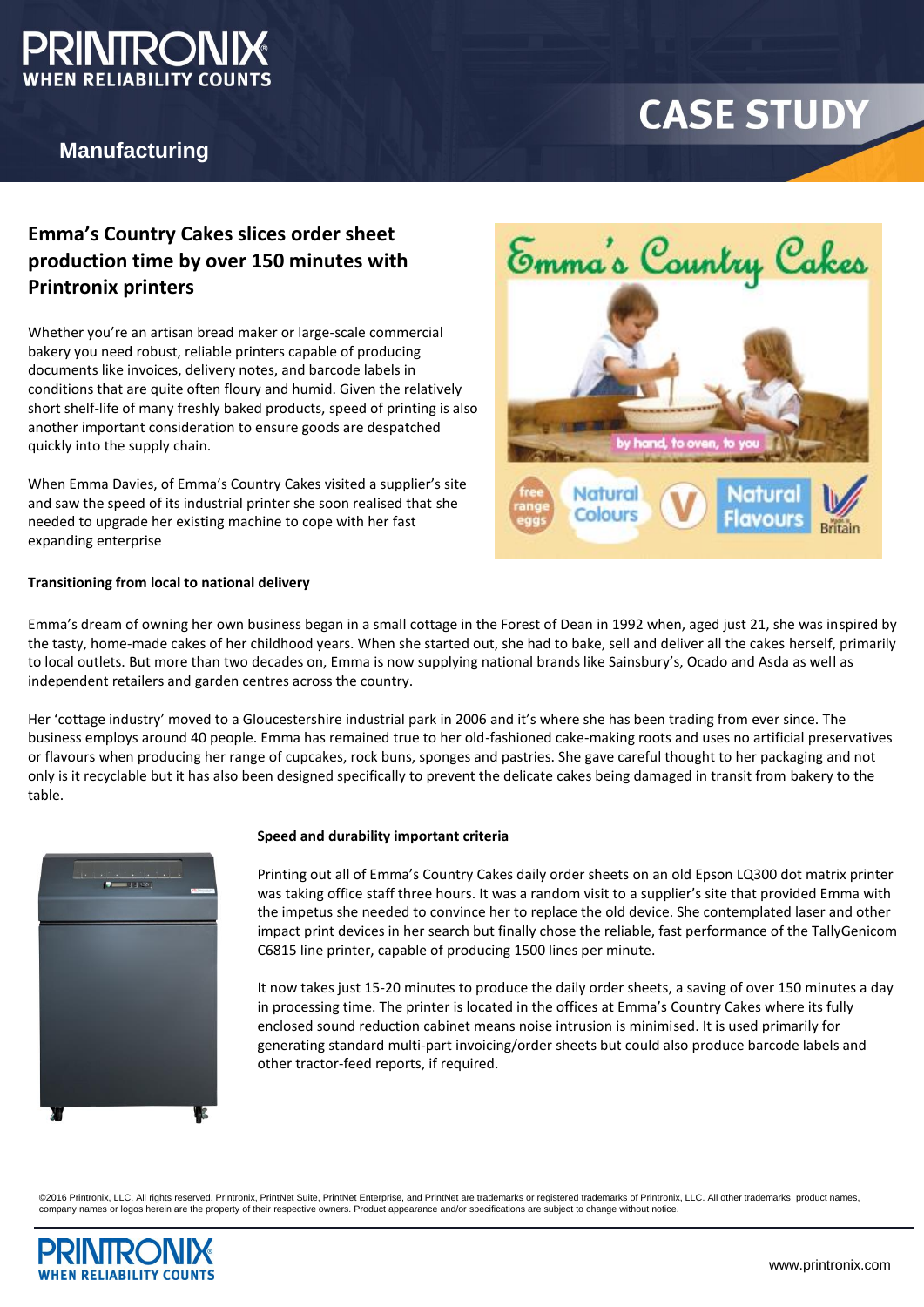# CASE STUDY

## Manufacturing

## Emma's Country Cakes slices order sheet production time by over 150 minutes with Printronix printers

Whether you're an artisan bread maker or large-scale commercial bakery you need robust, reliable printers capable of producing documents like invoices, delivery notes, and barcode labels in conditions that are quite often floury and humid. Given the relatively short shelf-life of many freshly baked products, speed of printing is also another important consideration to ensure goods are despatched quickly into the supply chain.

When Emma Davies, of Emma's Country Cakes visited a supplier's site and saw the speed of its industrial printer she soon realised that she needed to upgrade her existing machine to cope with her fast expanding enterprise

### Transitioning from local to national delivery

Emma's dream of owning her own business began in a small cottage in the Forest of Dean in 1992 when, aged just 21, she was inspired by the tasty, home-made cakes of her childhood years. When she started out, she had to bake, sell and deliver all the cakes herself, primarily to local outlets. But more than two decades on, Emma is now supplying national brands like Sainsbury's, Ocado and Asda as well as independent retailers and garden centres across the country.

Her 'cottage industry' moved to a Gloucestershire industrial park in 2006 and it's where she has been trading from ever since. The business employs around 40 people. Emma has remained true to her old-fashioned cake-making roots and uses no artificial preservatives or flavours when producing her range of cupcakes, rock buns, sponges and pastries. She gave careful thought to her packaging and not only is it recyclable but it has also been designed specifically to prevent the delicate cakes being damaged in transit from bakery to the table.

### Speed and durability important criteria

Printing out all of Emma's Country Cakes daily order sheets on an old Epson LQ300 dot matrix printer was taking office staff three hours. It was a random visit to a supplier's site that provided Emma with the impetus she needed to convince her to replace the old device. She contemplated laser and other impact print devices in her search but finally chose the reliable, fast performance of the TallyGenicom C6815 line printer, capable of producing 1500 lines per minute.

It now takes just 15-20 minutes to produce the daily order sheets, a saving of over 150 minutes a day in processing time. The printer is located in the offices at Emma's Country Cakes where its fully enclosed sound reduction cabinet means noise intrusion is minimised. It is used primarily for generating standard multi-part invoicing/order sheets but could also produce barcode labels and other tractor-feed reports, if required.

©2016 Printronix, LLC. All rights reserved. Printronix, PrintNet Suite, PrintNet Enterprise, and PrintNet are trademarks or registered trademarks of Printronix, LLC. All other trademarks, product names, company names or logos herein are the property of their respective owners. Product appearance and/or specifications are subject to change without notice.

www.printronix.com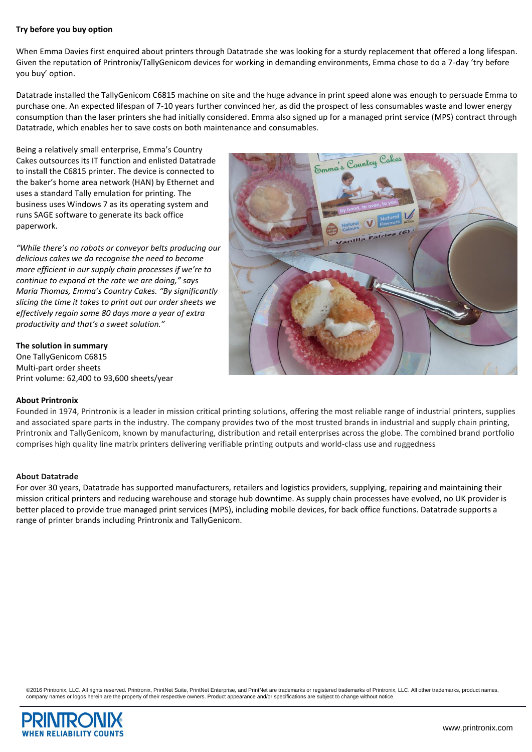**Try before you buy option**

When Emma Davies first enquired about printers through Datatrade she was looking for a sturdy replacement that offered a long lifespan. Given the reputation of Printronix/TallyGenicom devices for working in demanding environments, Emma chose to do a 7-day 'try before you buy' option.

Datatrade installed the TallyGenicom C6815 machine on site and the huge advance in print speed alone was enough to persuade Emma to purchase one. An expected lifespan of 7-10 years further convinced her, as did the prospect of less consumables waste and lower energy consumption than the laser printers she had initially considered. Emma also signed up for a managed print service (MPS) contract through Datatrade, which enables her to save costs on both maintenance and consumables.

Being a relatively small enterprise, Emma's Country Cakes outsources its IT function and enlisted Datatrade to install the C6815 printer. The device is connected to the baker's home area network (HAN) by Ethernet and uses a standard Tally emulation for printing. The business uses Windows 7 as its operating system and runs SAGE software to generate its back office paperwork.

*"While there's no robots or conveyor belts producing our delicious cakes we do recognise the need to become more efficient in our supply chain processes if we're to continue to expand at the rate we are doing," says Maria Thomas, Emma's Country Cakes. "By significantly slicing the time it takes to print out our order sheets we effectively regain some 80 days more a year of extra productivity and that's a sweet solution."*

**The solution in summary**
One TallyGenicom C6815
Multi-part order sheets
Print volume: 62,400 to 93,600 sheets/year

**About Printronix**

Founded in 1974, Printronix is a leader in mission critical printing solutions, offering the most reliable range of industrial printers, supplies and associated spare parts in the industry. The company provides two of the most trusted brands in industrial and supply chain printing, Printronix and TallyGenicom, known by manufacturing, distribution and retail enterprises across the globe. The combined brand portfolio comprises high quality line matrix printers delivering verifiable printing outputs and world-class use and ruggedness

**About Datatrade**

For over 30 years, Datatrade has supported manufacturers, retailers and logistics providers, supplying, repairing and maintaining their mission critical printers and reducing warehouse and storage hub downtime. As supply chain processes have evolved, no UK provider is better placed to provide true managed print services (MPS), including mobile devices, for back office functions. Datatrade supports a range of printer brands including Printronix and TallyGenicom.

©2016 Printronix, LLC. All rights reserved. Printronix, PrintNet Suite, PrintNet Enterprise, and PrintNet are trademarks or registered trademarks of Printronix, LLC. All other trademarks, product names, company names or logos herein are the property of their respective owners. Product appearance and/or specifications are subject to change without notice.

PRINTRONIX
WHEN RELIABILITY COUNTS

www.printronix.com